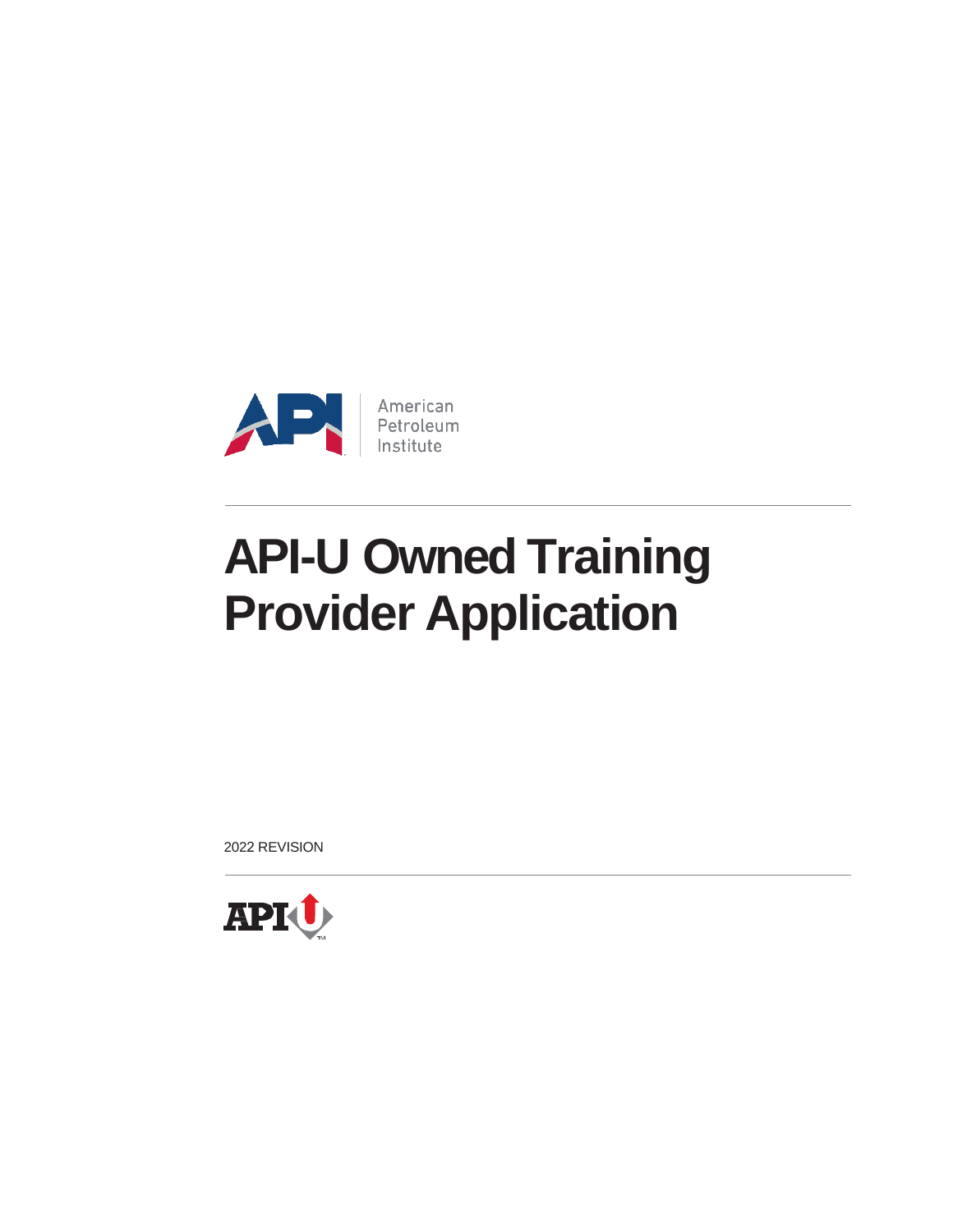American Petroleum Institute

# API-U Owned Training Provider Application

2022 REVISION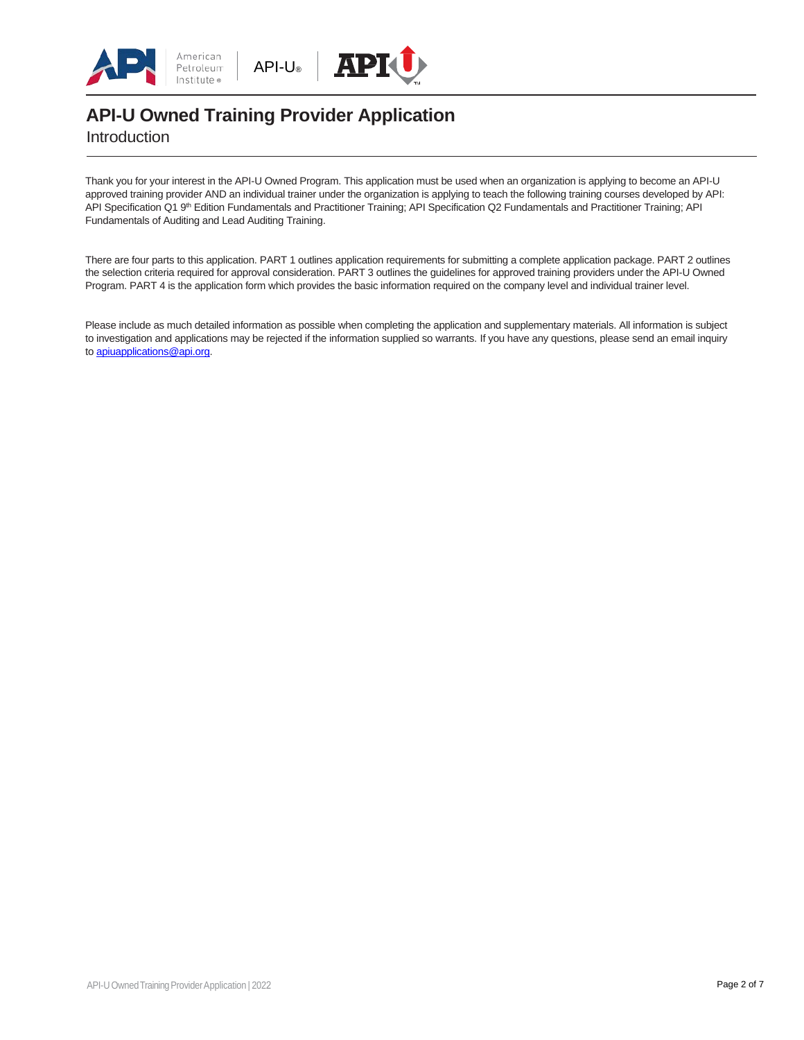# API-U Owned Training Provider Application

## Introduction

Thank you for your interest in the API-U Owned Program. This application must be used when an organization is applying to become an API-U approved training provider AND an individual trainer under the organization is applying to teach the following training courses developed by API: API Specification Q1 9th Edition Fundamentals and Practitioner Training; API Specification Q2 Fundamentals and Practitioner Training; API Fundamentals of Auditing and Lead Auditing Training.

There are four parts to this application. PART 1 outlines application requirements for submitting a complete application package. PART 2 outlines the selection criteria required for approval consideration. PART 3 outlines the guidelines for approved training providers under the API-U Owned Program. PART 4 is the application form which provides the basic information required on the company level and individual trainer level.

Please include as much detailed information as possible when completing the application and supplementary materials. All information is subject to investigation and applications may be rejected if the information supplied so warrants. If you have any questions, please send an email inquiry to apiuapplications@api.org.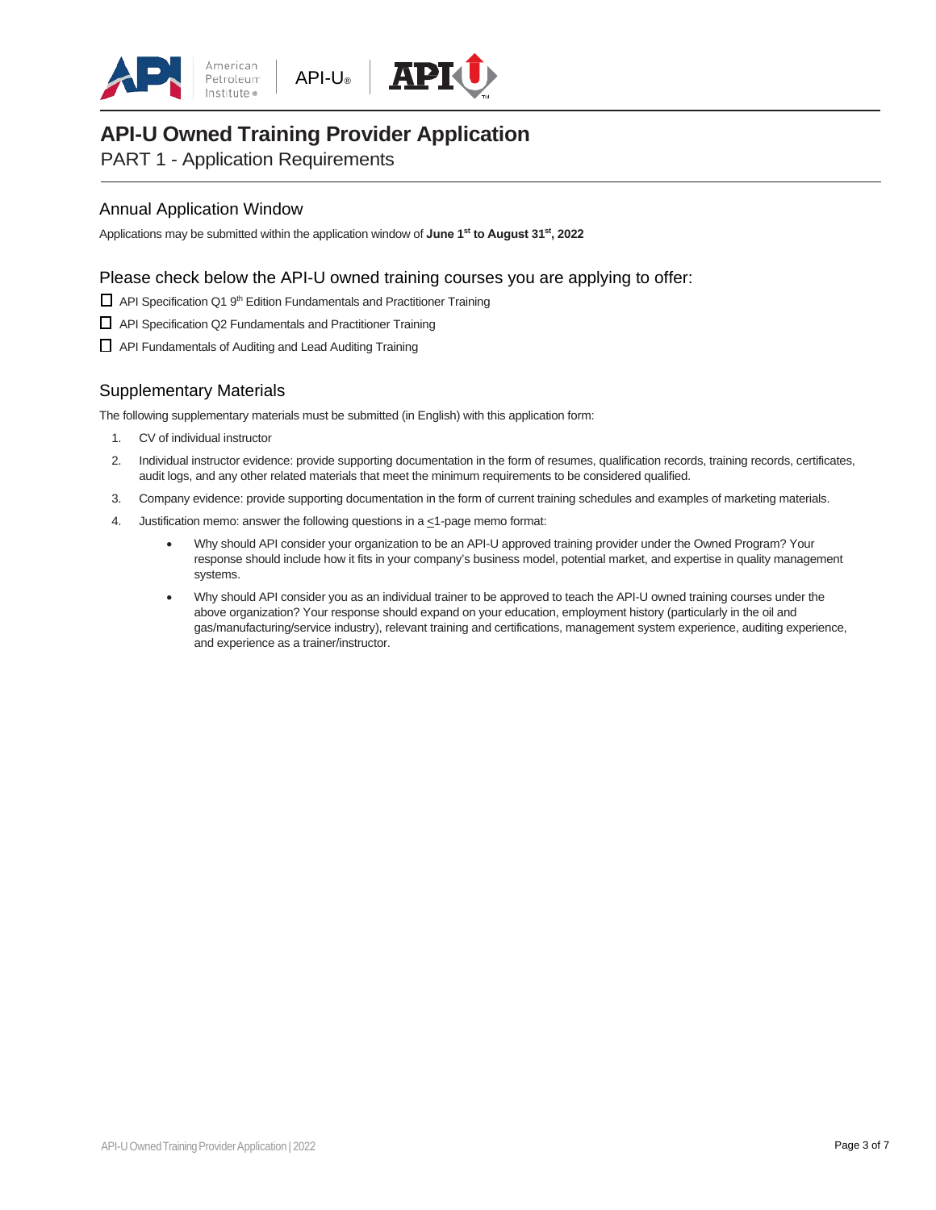# API-U Owned Training Provider Application

PART 1 - Application Requirements

## Annual Application Window

Applications may be submitted within the application window of **June 1st to August 31st, 2022**

## Please check below the API-U owned training courses you are applying to offer:

- ☐ API Specification Q1 9th Edition Fundamentals and Practitioner Training
- ☐ API Specification Q2 Fundamentals and Practitioner Training
- ☐ API Fundamentals of Auditing and Lead Auditing Training

## Supplementary Materials

The following supplementary materials must be submitted (in English) with this application form:

1. CV of individual instructor
2. Individual instructor evidence: provide supporting documentation in the form of resumes, qualification records, training records, certificates, audit logs, and any other related materials that meet the minimum requirements to be considered qualified.
3. Company evidence: provide supporting documentation in the form of current training schedules and examples of marketing materials.
4. Justification memo: answer the following questions in a ≤1-page memo format:
   - Why should API consider your organization to be an API-U approved training provider under the Owned Program? Your response should include how it fits in your company's business model, potential market, and expertise in quality management systems.
   - Why should API consider you as an individual trainer to be approved to teach the API-U owned training courses under the above organization? Your response should expand on your education, employment history (particularly in the oil and gas/manufacturing/service industry), relevant training and certifications, management system experience, auditing experience, and experience as a trainer/instructor.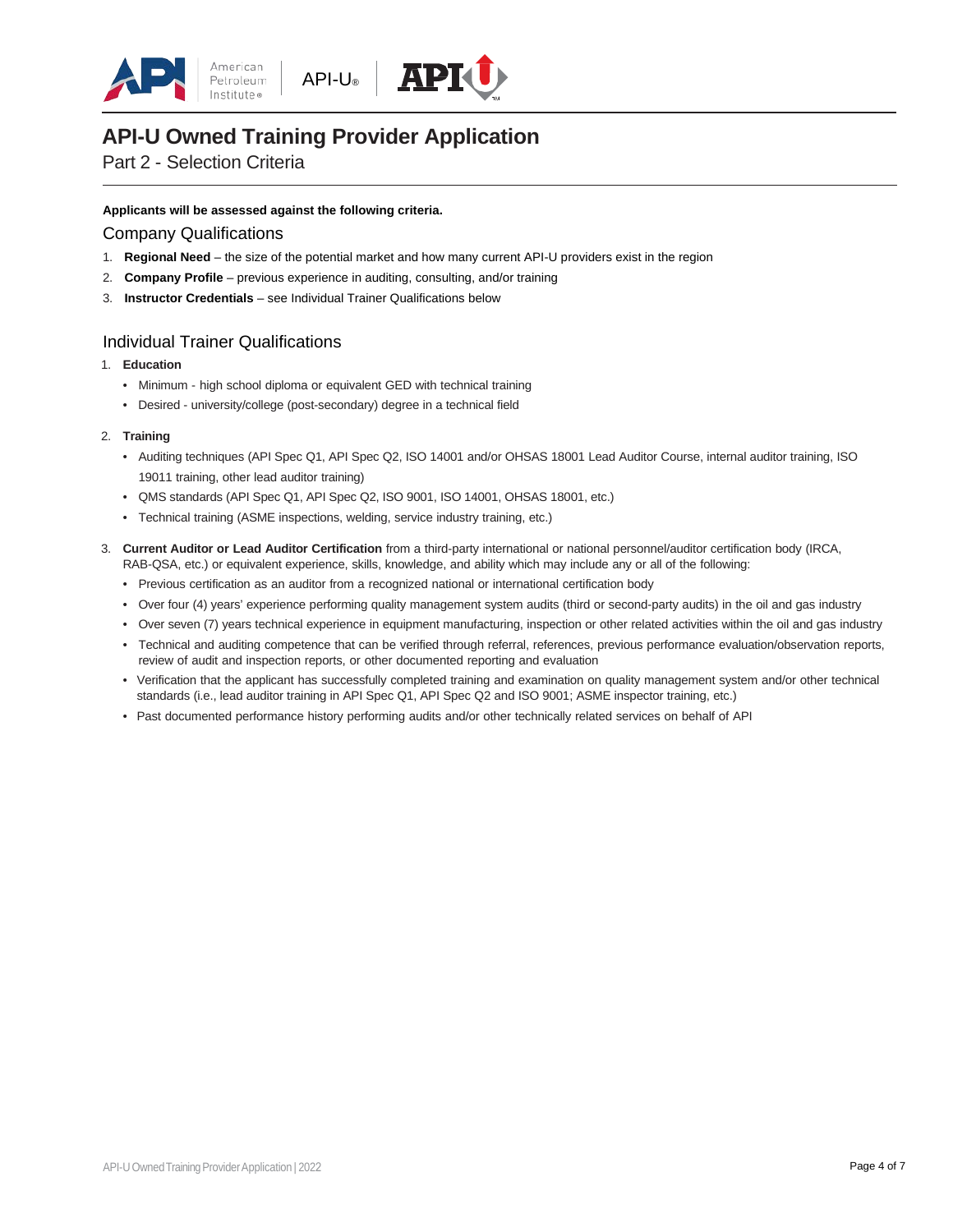# API-U Owned Training Provider Application

Part 2 - Selection Criteria

**Applicants will be assessed against the following criteria.**

## Company Qualifications

1. **Regional Need** – the size of the potential market and how many current API-U providers exist in the region
2. **Company Profile** – previous experience in auditing, consulting, and/or training
3. **Instructor Credentials** – see Individual Trainer Qualifications below

## Individual Trainer Qualifications

1. **Education**
   - Minimum - high school diploma or equivalent GED with technical training
   - Desired - university/college (post-secondary) degree in a technical field
2. **Training**
   - Auditing techniques (API Spec Q1, API Spec Q2, ISO 14001 and/or OHSAS 18001 Lead Auditor Course, internal auditor training, ISO 19011 training, other lead auditor training)
   - QMS standards (API Spec Q1, API Spec Q2, ISO 9001, ISO 14001, OHSAS 18001, etc.)
   - Technical training (ASME inspections, welding, service industry training, etc.)
3. **Current Auditor or Lead Auditor Certification** from a third-party international or national personnel/auditor certification body (IRCA, RAB-QSA, etc.) or equivalent experience, skills, knowledge, and ability which may include any or all of the following:
   - Previous certification as an auditor from a recognized national or international certification body
   - Over four (4) years' experience performing quality management system audits (third or second-party audits) in the oil and gas industry
   - Over seven (7) years technical experience in equipment manufacturing, inspection or other related activities within the oil and gas industry
   - Technical and auditing competence that can be verified through referral, references, previous performance evaluation/observation reports, review of audit and inspection reports, or other documented reporting and evaluation
   - Verification that the applicant has successfully completed training and examination on quality management system and/or other technical standards (i.e., lead auditor training in API Spec Q1, API Spec Q2 and ISO 9001; ASME inspector training, etc.)
   - Past documented performance history performing audits and/or other technically related services on behalf of API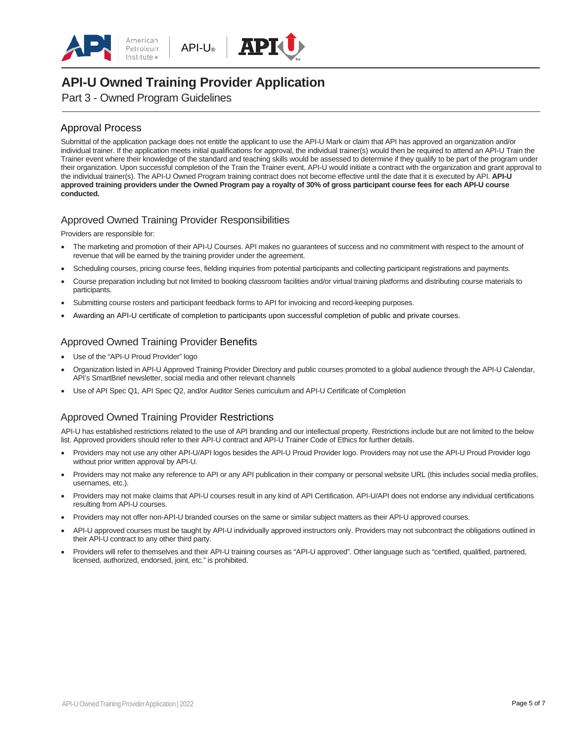# API-U Owned Training Provider Application

Part 3 - Owned Program Guidelines

## Approval Process

Submittal of the application package does not entitle the applicant to use the API-U Mark or claim that API has approved an organization and/or individual trainer. If the application meets initial qualifications for approval, the individual trainer(s) would then be required to attend an API-U Train the Trainer event where their knowledge of the standard and teaching skills would be assessed to determine if they qualify to be part of the program under their organization. Upon successful completion of the Train the Trainer event, API-U would initiate a contract with the organization and grant approval to the individual trainer(s). The API-U Owned Program training contract does not become effective until the date that it is executed by API. **API-U approved training providers under the Owned Program pay a royalty of 30% of gross participant course fees for each API-U course conducted.**

## Approved Owned Training Provider Responsibilities

Providers are responsible for:

- The marketing and promotion of their API-U Courses. API makes no guarantees of success and no commitment with respect to the amount of revenue that will be earned by the training provider under the agreement.
- Scheduling courses, pricing course fees, fielding inquiries from potential participants and collecting participant registrations and payments.
- Course preparation including but not limited to booking classroom facilities and/or virtual training platforms and distributing course materials to participants.
- Submitting course rosters and participant feedback forms to API for invoicing and record-keeping purposes.
- Awarding an API-U certificate of completion to participants upon successful completion of public and private courses.

## Approved Owned Training Provider Benefits

- Use of the "API-U Proud Provider" logo
- Organization listed in API-U Approved Training Provider Directory and public courses promoted to a global audience through the API-U Calendar, API's SmartBrief newsletter, social media and other relevant channels
- Use of API Spec Q1, API Spec Q2, and/or Auditor Series curriculum and API-U Certificate of Completion

## Approved Owned Training Provider Restrictions

API-U has established restrictions related to the use of API branding and our intellectual property. Restrictions include but are not limited to the below list. Approved providers should refer to their API-U contract and API-U Trainer Code of Ethics for further details.

- Providers may not use any other API-U/API logos besides the API-U Proud Provider logo. Providers may not use the API-U Proud Provider logo without prior written approval by API-U.
- Providers may not make any reference to API or any API publication in their company or personal website URL (this includes social media profiles, usernames, etc.).
- Providers may not make claims that API-U courses result in any kind of API Certification. API-U/API does not endorse any individual certifications resulting from API-U courses.
- Providers may not offer non-API-U branded courses on the same or similar subject matters as their API-U approved courses.
- API-U approved courses must be taught by API-U individually approved instructors only. Providers may not subcontract the obligations outlined in their API-U contract to any other third party.
- Providers will refer to themselves and their API-U training courses as "API-U approved". Other language such as "certified, qualified, partnered, licensed, authorized, endorsed, joint, etc." is prohibited.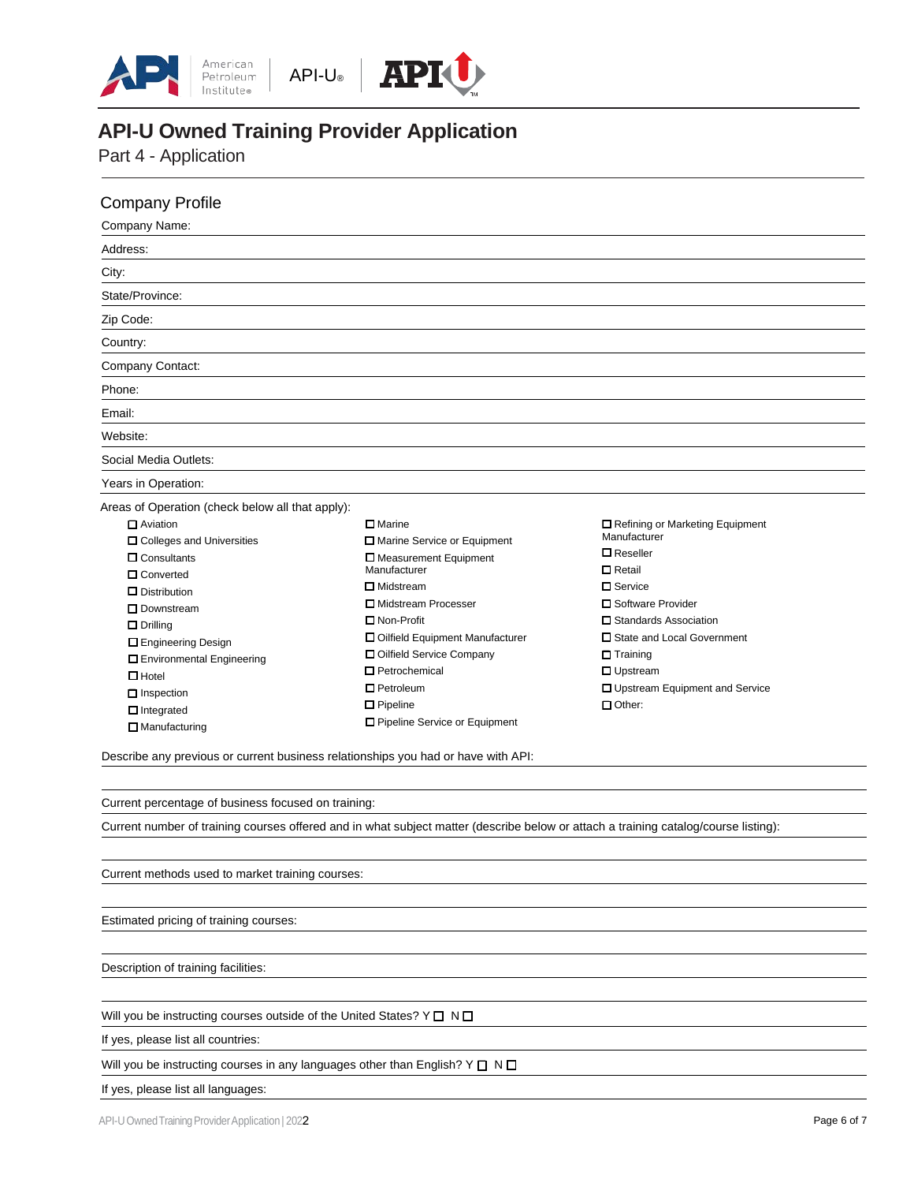# API-U Owned Training Provider Application

Part 4 - Application

## Company Profile

Company Name:

Address:

City:

State/Province:

Zip Code:

Country:

Company Contact:

Phone:

Email:

Website:

Social Media Outlets:

Years in Operation:

Areas of Operation (check below all that apply):

- ☐ Aviation
- ☐ Colleges and Universities
- ☐ Consultants
- ☐ Converted
- ☐ Distribution
- ☐ Downstream
- ☐ Drilling
- ☐ Engineering Design
- ☐ Environmental Engineering
- ☐ Hotel
- ☐ Inspection
- ☐ Integrated
- ☐ Manufacturing
- ☐ Marine
- ☐ Marine Service or Equipment
- ☐ Measurement Equipment Manufacturer
- ☐ Midstream
- ☐ Midstream Processer
- ☐ Non-Profit
- ☐ Oilfield Equipment Manufacturer
- ☐ Oilfield Service Company
- ☐ Petrochemical
- ☐ Petroleum
- ☐ Pipeline
- ☐ Pipeline Service or Equipment
- ☐ Refining or Marketing Equipment Manufacturer
- ☐ Reseller
- ☐ Retail
- ☐ Service
- ☐ Software Provider
- ☐ Standards Association
- ☐ State and Local Government
- ☐ Training
- ☐ Upstream
- ☐ Upstream Equipment and Service
- ☐ Other:

Describe any previous or current business relationships you had or have with API:

Current percentage of business focused on training:

Current number of training courses offered and in what subject matter (describe below or attach a training catalog/course listing):

Current methods used to market training courses:

Estimated pricing of training courses:

Description of training facilities:

Will you be instructing courses outside of the United States? Y ☐ N ☐

If yes, please list all countries:

Will you be instructing courses in any languages other than English? Y ☐ N ☐

If yes, please list all languages: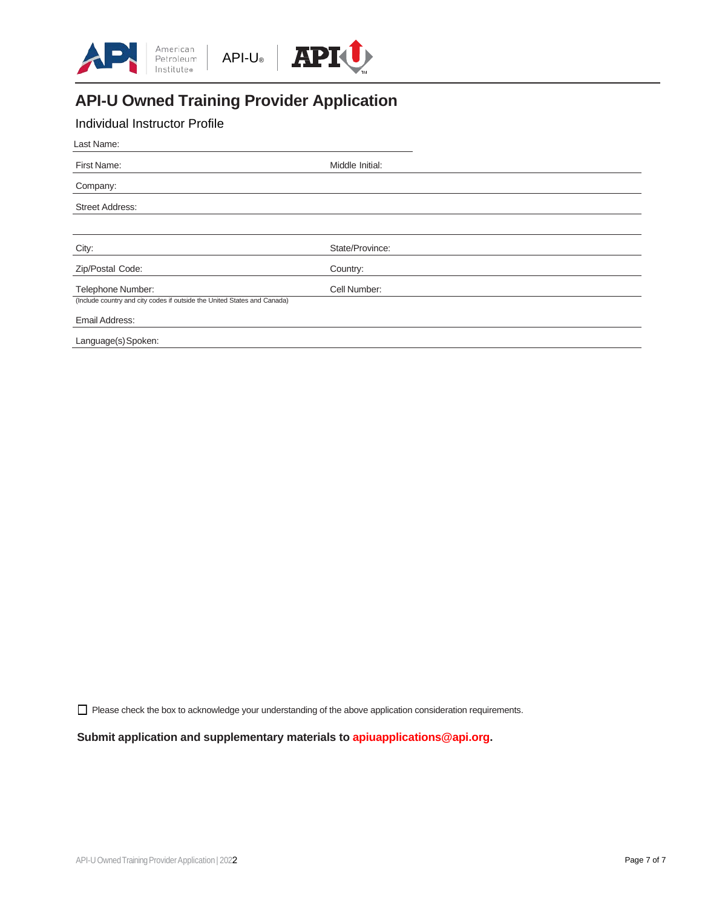# API-U Owned Training Provider Application

## Individual Instructor Profile

Last Name:

First Name: Middle Initial:

Company:

Street Address:

City: State/Province:

Zip/Postal Code: Country:

Telephone Number: Cell Number:
(Include country and city codes if outside the United States and Canada)

Email Address:

Language(s) Spoken:

☐ Please check the box to acknowledge your understanding of the above application consideration requirements.

**Submit application and supplementary materials to apiuapplications@api.org.**